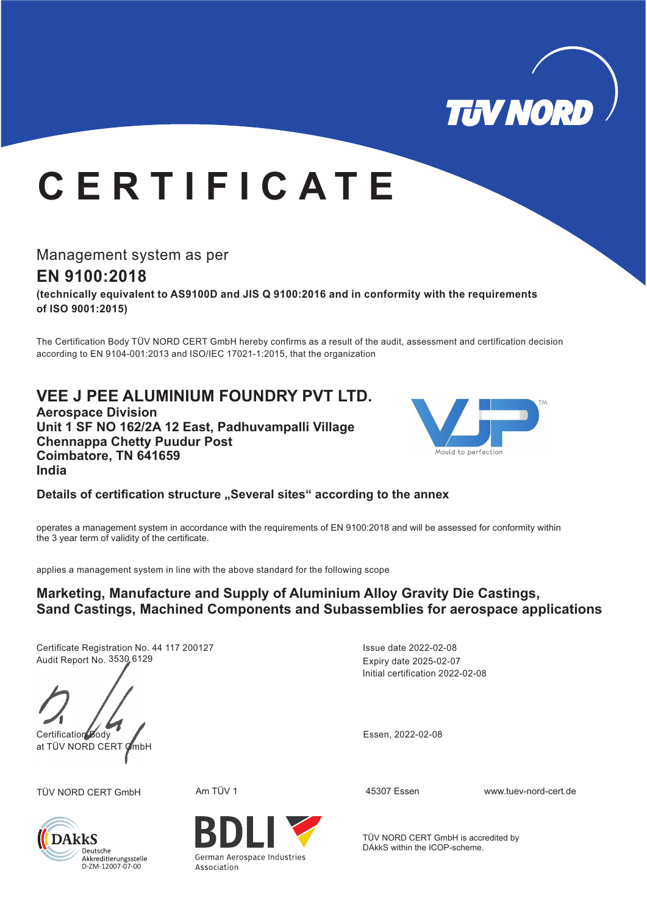# CERTIFICATE

Management system as per

## EN 9100:2018

**(technically equivalent to AS9100D and JIS Q 9100:2016 and in conformity with the requirements of ISO 9001:2015)**

The Certification Body TÜV NORD CERT GmbH hereby confirms as a result of the audit, assessment and certification decision according to EN 9104-001:2013 and ISO/IEC 17021-1:2015, that the organization

## VEE J PEE ALUMINIUM FOUNDRY PVT LTD.

**Aerospace Division**
**Unit 1 SF NO 162/2A 12 East, Padhuvampalli Village**
**Chennappa Chetty Puudur Post**
**Coimbatore, TN 641659**
**India**

**Details of certification structure „Several sites“ according to the annex**

operates a management system in accordance with the requirements of EN 9100:2018 and will be assessed for conformity within the 3 year term of validity of the certificate.

applies a management system in line with the above standard for the following scope

**Marketing, Manufacture and Supply of Aluminium Alloy Gravity Die Castings, Sand Castings, Machined Components and Subassemblies for aerospace applications**

Certificate Registration No. 44 117 200127
Audit Report No. 3530 6129

Issue date 2022-02-08
Expiry date 2025-02-07
Initial certification 2022-02-08

Certification Body
at TÜV NORD CERT GmbH

Essen, 2022-02-08

TÜV NORD CERT GmbH | Am TÜV 1 | 45307 Essen | www.tuev-nord-cert.de

DAkkS Deutsche Akkreditierungsstelle D-ZM-12007-07-00

BDLI German Aerospace Industries Association

TÜV NORD CERT GmbH is accredited by DAkkS within the ICOP-scheme.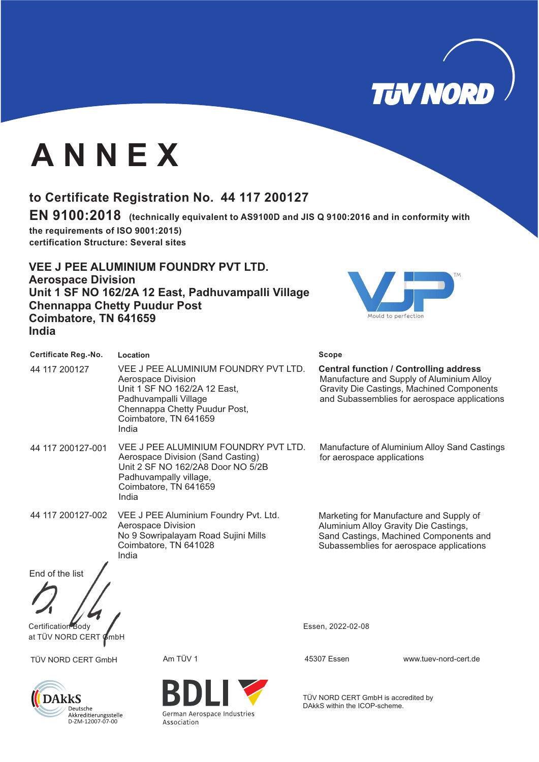# ANNEX

## to Certificate Registration No. 44 117 200127

**EN 9100:2018** **(technically equivalent to AS9100D and JIS Q 9100:2016 and in conformity with the requirements of ISO 9001:2015)**
**certification Structure: Several sites**

**VEE J PEE ALUMINIUM FOUNDRY PVT LTD.**
**Aerospace Division**
**Unit 1 SF NO 162/2A 12 East, Padhuvampalli Village**
**Chennappa Chetty Puudur Post**
**Coimbatore, TN 641659**
**India**

| Certificate Reg.-No. | Location | Scope |
|---|---|---|
| 44 117 200127 | VEE J PEE ALUMINIUM FOUNDRY PVT LTD.<br>Aerospace Division<br>Unit 1 SF NO 162/2A 12 East,<br>Padhuvampalli Village<br>Chennappa Chetty Puudur Post,<br>Coimbatore, TN 641659<br>India | **Central function / Controlling address**<br>Manufacture and Supply of Aluminium Alloy Gravity Die Castings, Machined Components and Subassemblies for aerospace applications |
| 44 117 200127-001 | VEE J PEE ALUMINIUM FOUNDRY PVT LTD.<br>Aerospace Division (Sand Casting)<br>Unit 2 SF NO 162/2A8 Door NO 5/2B<br>Padhuvampally village,<br>Coimbatore, TN 641659<br>India | Manufacture of Aluminium Alloy Sand Castings for aerospace applications |
| 44 117 200127-002 | VEE J PEE Aluminium Foundry Pvt. Ltd.<br>Aerospace Division<br>No 9 Sowripalayam Road Sujini Mills<br>Coimbatore, TN 641028<br>India | Marketing for Manufacture and Supply of Aluminium Alloy Gravity Die Castings, Sand Castings, Machined Components and Subassemblies for aerospace applications |

End of the list

Certification Body
at TÜV NORD CERT GmbH

Essen, 2022-02-08

TÜV NORD CERT GmbH    Am TÜV 1    45307 Essen    www.tuev-nord-cert.de

DAkkS Deutsche Akkreditierungsstelle D-ZM-12007-07-00

BDLI German Aerospace Industries Association

TÜV NORD CERT GmbH is accredited by DAkkS within the ICOP-scheme.